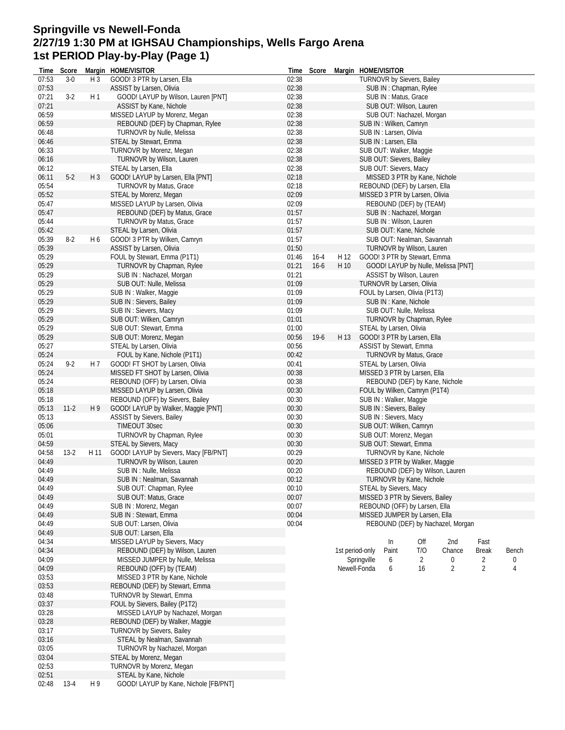# Springville vs Newell-Fonda
## 2/27/19 1:30 PM at IGHSAU Championships, Wells Fargo Arena
## 1st PERIOD Play-by-Play (Page 1)

| Time | Score | Margin | HOME/VISITOR |
|---|---|---|---|
| 07:53 | 3-0 | H 3 | GOOD! 3 PTR by Larsen, Ella |
| 07:53 | | | ASSIST by Larsen, Olivia |
| 07:21 | 3-2 | H 1 | GOOD! LAYUP by Wilson, Lauren [PNT] |
| 07:21 | | | ASSIST by Kane, Nichole |
| 06:59 | | | MISSED LAYUP by Morenz, Megan |
| 06:59 | | | REBOUND (DEF) by Chapman, Rylee |
| 06:48 | | | TURNOVR by Nulle, Melissa |
| 06:46 | | | STEAL by Stewart, Emma |
| 06:33 | | | TURNOVR by Morenz, Megan |
| 06:16 | | | TURNOVR by Wilson, Lauren |
| 06:12 | | | STEAL by Larsen, Ella |
| 06:11 | 5-2 | H 3 | GOOD! LAYUP by Larsen, Ella [PNT] |
| 05:54 | | | TURNOVR by Matus, Grace |
| 05:52 | | | STEAL by Morenz, Megan |
| 05:47 | | | MISSED LAYUP by Larsen, Olivia |
| 05:47 | | | REBOUND (DEF) by Matus, Grace |
| 05:44 | | | TURNOVR by Matus, Grace |
| 05:42 | | | STEAL by Larsen, Olivia |
| 05:39 | 8-2 | H 6 | GOOD! 3 PTR by Wilken, Camryn |
| 05:39 | | | ASSIST by Larsen, Olivia |
| 05:29 | | | FOUL by Stewart, Emma (P1T1) |
| 05:29 | | | TURNOVR by Chapman, Rylee |
| 05:29 | | | SUB IN : Nachazel, Morgan |
| 05:29 | | | SUB OUT: Nulle, Melissa |
| 05:29 | | | SUB IN : Walker, Maggie |
| 05:29 | | | SUB IN : Sievers, Bailey |
| 05:29 | | | SUB IN : Sievers, Macy |
| 05:29 | | | SUB OUT: Wilken, Camryn |
| 05:29 | | | SUB OUT: Stewart, Emma |
| 05:29 | | | SUB OUT: Morenz, Megan |
| 05:27 | | | STEAL by Larsen, Olivia |
| 05:24 | | | FOUL by Kane, Nichole (P1T1) |
| 05:24 | 9-2 | H 7 | GOOD! FT SHOT by Larsen, Olivia |
| 05:24 | | | MISSED FT SHOT by Larsen, Olivia |
| 05:24 | | | REBOUND (OFF) by Larsen, Olivia |
| 05:18 | | | MISSED LAYUP by Larsen, Olivia |
| 05:18 | | | REBOUND (OFF) by Sievers, Bailey |
| 05:13 | 11-2 | H 9 | GOOD! LAYUP by Walker, Maggie [PNT] |
| 05:13 | | | ASSIST by Sievers, Bailey |
| 05:06 | | | TIMEOUT 30sec |
| 05:01 | | | TURNOVR by Chapman, Rylee |
| 04:59 | | | STEAL by Sievers, Macy |
| 04:58 | 13-2 | H 11 | GOOD! LAYUP by Sievers, Macy [FB/PNT] |
| 04:49 | | | TURNOVR by Wilson, Lauren |
| 04:49 | | | SUB IN : Nulle, Melissa |
| 04:49 | | | SUB IN : Nealman, Savannah |
| 04:49 | | | SUB OUT: Chapman, Rylee |
| 04:49 | | | SUB OUT: Matus, Grace |
| 04:49 | | | SUB IN : Morenz, Megan |
| 04:49 | | | SUB IN : Stewart, Emma |
| 04:49 | | | SUB OUT: Larsen, Olivia |
| 04:49 | | | SUB OUT: Larsen, Ella |
| 04:34 | | | MISSED LAYUP by Sievers, Macy |
| 04:34 | | | REBOUND (DEF) by Wilson, Lauren |
| 04:09 | | | MISSED JUMPER by Nulle, Melissa |
| 04:09 | | | REBOUND (OFF) by (TEAM) |
| 03:53 | | | MISSED 3 PTR by Kane, Nichole |
| 03:53 | | | REBOUND (DEF) by Stewart, Emma |
| 03:48 | | | TURNOVR by Stewart, Emma |
| 03:37 | | | FOUL by Sievers, Bailey (P1T2) |
| 03:28 | | | MISSED LAYUP by Nachazel, Morgan |
| 03:28 | | | REBOUND (DEF) by Walker, Maggie |
| 03:17 | | | TURNOVR by Sievers, Bailey |
| 03:16 | | | STEAL by Nealman, Savannah |
| 03:05 | | | TURNOVR by Nachazel, Morgan |
| 03:04 | | | STEAL by Morenz, Megan |
| 02:53 | | | TURNOVR by Morenz, Megan |
| 02:51 | | | STEAL by Kane, Nichole |
| 02:48 | 13-4 | H 9 | GOOD! LAYUP by Kane, Nichole [FB/PNT] |
| 02:38 | | | TURNOVR by Sievers, Bailey |
| 02:38 | | | SUB IN : Chapman, Rylee |
| 02:38 | | | SUB IN : Matus, Grace |
| 02:38 | | | SUB OUT: Wilson, Lauren |
| 02:38 | | | SUB OUT: Nachazel, Morgan |
| 02:38 | | | SUB IN : Wilken, Camryn |
| 02:38 | | | SUB IN : Larsen, Olivia |
| 02:38 | | | SUB IN : Larsen, Ella |
| 02:38 | | | SUB OUT: Walker, Maggie |
| 02:38 | | | SUB OUT: Sievers, Bailey |
| 02:38 | | | SUB OUT: Sievers, Macy |
| 02:18 | | | MISSED 3 PTR by Kane, Nichole |
| 02:18 | | | REBOUND (DEF) by Larsen, Ella |
| 02:09 | | | MISSED 3 PTR by Larsen, Olivia |
| 02:09 | | | REBOUND (DEF) by (TEAM) |
| 01:57 | | | SUB IN : Nachazel, Morgan |
| 01:57 | | | SUB IN : Wilson, Lauren |
| 01:57 | | | SUB OUT: Kane, Nichole |
| 01:57 | | | SUB OUT: Nealman, Savannah |
| 01:50 | | | TURNOVR by Wilson, Lauren |
| 01:46 | 16-4 | H 12 | GOOD! 3 PTR by Stewart, Emma |
| 01:21 | 16-6 | H 10 | GOOD! LAYUP by Nulle, Melissa [PNT] |
| 01:21 | | | ASSIST by Wilson, Lauren |
| 01:09 | | | TURNOVR by Larsen, Olivia |
| 01:09 | | | FOUL by Larsen, Olivia (P1T3) |
| 01:09 | | | SUB IN : Kane, Nichole |
| 01:09 | | | SUB OUT: Nulle, Melissa |
| 01:01 | | | TURNOVR by Chapman, Rylee |
| 01:00 | | | STEAL by Larsen, Olivia |
| 00:56 | 19-6 | H 13 | GOOD! 3 PTR by Larsen, Ella |
| 00:56 | | | ASSIST by Stewart, Emma |
| 00:42 | | | TURNOVR by Matus, Grace |
| 00:41 | | | STEAL by Larsen, Olivia |
| 00:38 | | | MISSED 3 PTR by Larsen, Ella |
| 00:38 | | | REBOUND (DEF) by Kane, Nichole |
| 00:30 | | | FOUL by Wilken, Camryn (P1T4) |
| 00:30 | | | SUB IN : Walker, Maggie |
| 00:30 | | | SUB IN : Sievers, Bailey |
| 00:30 | | | SUB IN : Sievers, Macy |
| 00:30 | | | SUB OUT: Wilken, Camryn |
| 00:30 | | | SUB OUT: Morenz, Megan |
| 00:30 | | | SUB OUT: Stewart, Emma |
| 00:29 | | | TURNOVR by Kane, Nichole |
| 00:20 | | | MISSED 3 PTR by Walker, Maggie |
| 00:20 | | | REBOUND (DEF) by Wilson, Lauren |
| 00:12 | | | TURNOVR by Kane, Nichole |
| 00:10 | | | STEAL by Sievers, Macy |
| 00:07 | | | MISSED 3 PTR by Sievers, Bailey |
| 00:07 | | | REBOUND (OFF) by Larsen, Ella |
| 00:04 | | | MISSED JUMPER by Larsen, Ella |
| 00:04 | | | REBOUND (DEF) by Nachazel, Morgan |

| 1st period-only | In Paint | Off T/O | 2nd Chance | Fast Break | Bench |
|---|---|---|---|---|---|
| Springville | 6 | 2 | 0 | 2 | 0 |
| Newell-Fonda | 6 | 16 | 2 | 2 | 4 |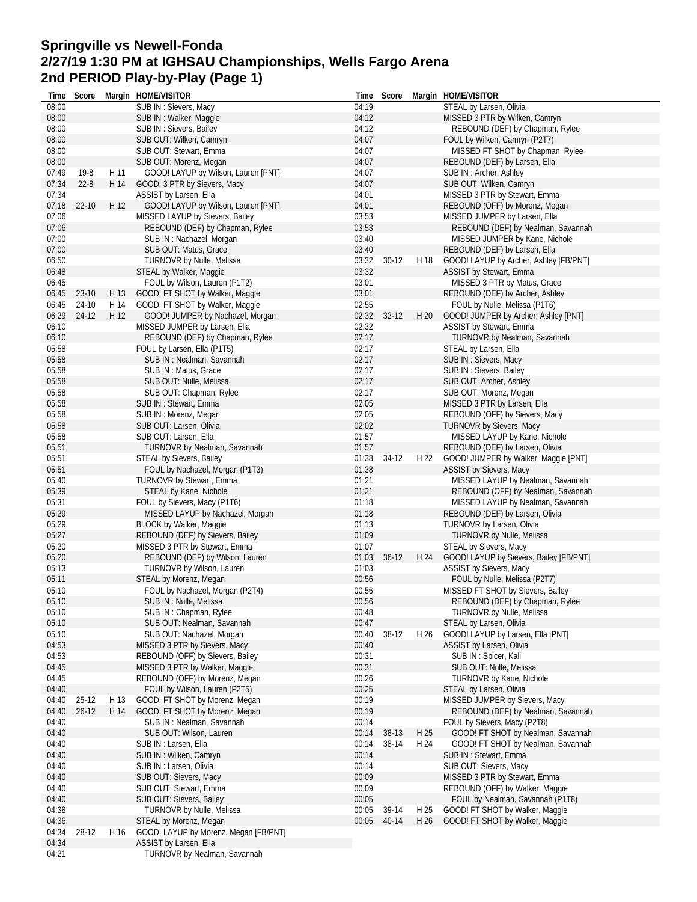# Springville vs Newell-Fonda
## 2/27/19 1:30 PM at IGHSAU Championships, Wells Fargo Arena
## 2nd PERIOD Play-by-Play (Page 1)

| Time | Score | Margin | HOME/VISITOR |
|---|---|---|---|
| 08:00 | | | SUB IN : Sievers, Macy |
| 08:00 | | | SUB IN : Walker, Maggie |
| 08:00 | | | SUB IN : Sievers, Bailey |
| 08:00 | | | SUB OUT: Wilken, Camryn |
| 08:00 | | | SUB OUT: Stewart, Emma |
| 08:00 | | | SUB OUT: Morenz, Megan |
| 07:49 | 19-8 | H 11 | GOOD! LAYUP by Wilson, Lauren [PNT] |
| 07:34 | 22-8 | H 14 | GOOD! 3 PTR by Sievers, Macy |
| 07:34 | | | ASSIST by Larsen, Ella |
| 07:18 | 22-10 | H 12 | GOOD! LAYUP by Wilson, Lauren [PNT] |
| 07:06 | | | MISSED LAYUP by Sievers, Bailey |
| 07:06 | | | REBOUND (DEF) by Chapman, Rylee |
| 07:00 | | | SUB IN : Nachazel, Morgan |
| 07:00 | | | SUB OUT: Matus, Grace |
| 06:50 | | | TURNOVR by Nulle, Melissa |
| 06:48 | | | STEAL by Walker, Maggie |
| 06:45 | | | FOUL by Wilson, Lauren (P1T2) |
| 06:45 | 23-10 | H 13 | GOOD! FT SHOT by Walker, Maggie |
| 06:45 | 24-10 | H 14 | GOOD! FT SHOT by Walker, Maggie |
| 06:29 | 24-12 | H 12 | GOOD! JUMPER by Nachazel, Morgan |
| 06:10 | | | MISSED JUMPER by Larsen, Ella |
| 06:10 | | | REBOUND (DEF) by Chapman, Rylee |
| 05:58 | | | FOUL by Larsen, Ella (P1T5) |
| 05:58 | | | SUB IN : Nealman, Savannah |
| 05:58 | | | SUB IN : Matus, Grace |
| 05:58 | | | SUB OUT: Nulle, Melissa |
| 05:58 | | | SUB OUT: Chapman, Rylee |
| 05:58 | | | SUB IN : Stewart, Emma |
| 05:58 | | | SUB IN : Morenz, Megan |
| 05:58 | | | SUB OUT: Larsen, Olivia |
| 05:58 | | | SUB OUT: Larsen, Ella |
| 05:51 | | | TURNOVR by Nealman, Savannah |
| 05:51 | | | STEAL by Sievers, Bailey |
| 05:51 | | | FOUL by Nachazel, Morgan (P1T3) |
| 05:40 | | | TURNOVR by Stewart, Emma |
| 05:39 | | | STEAL by Kane, Nichole |
| 05:31 | | | FOUL by Sievers, Macy (P1T6) |
| 05:29 | | | MISSED LAYUP by Nachazel, Morgan |
| 05:29 | | | BLOCK by Walker, Maggie |
| 05:27 | | | REBOUND (DEF) by Sievers, Bailey |
| 05:20 | | | MISSED 3 PTR by Stewart, Emma |
| 05:20 | | | REBOUND (DEF) by Wilson, Lauren |
| 05:13 | | | TURNOVR by Wilson, Lauren |
| 05:11 | | | STEAL by Morenz, Megan |
| 05:10 | | | FOUL by Nachazel, Morgan (P2T4) |
| 05:10 | | | SUB IN : Nulle, Melissa |
| 05:10 | | | SUB IN : Chapman, Rylee |
| 05:10 | | | SUB OUT: Nealman, Savannah |
| 05:10 | | | SUB OUT: Nachazel, Morgan |
| 04:53 | | | MISSED 3 PTR by Sievers, Macy |
| 04:53 | | | REBOUND (OFF) by Sievers, Bailey |
| 04:45 | | | MISSED 3 PTR by Walker, Maggie |
| 04:45 | | | REBOUND (OFF) by Morenz, Megan |
| 04:40 | | | FOUL by Wilson, Lauren (P2T5) |
| 04:40 | 25-12 | H 13 | GOOD! FT SHOT by Morenz, Megan |
| 04:40 | 26-12 | H 14 | GOOD! FT SHOT by Morenz, Megan |
| 04:40 | | | SUB IN : Nealman, Savannah |
| 04:40 | | | SUB OUT: Wilson, Lauren |
| 04:40 | | | SUB IN : Larsen, Ella |
| 04:40 | | | SUB IN : Wilken, Camryn |
| 04:40 | | | SUB IN : Larsen, Olivia |
| 04:40 | | | SUB OUT: Sievers, Macy |
| 04:40 | | | SUB OUT: Stewart, Emma |
| 04:40 | | | SUB OUT: Sievers, Bailey |
| 04:38 | | | TURNOVR by Nulle, Melissa |
| 04:36 | | | STEAL by Morenz, Megan |
| 04:34 | 28-12 | H 16 | GOOD! LAYUP by Morenz, Megan [FB/PNT] |
| 04:34 | | | ASSIST by Larsen, Ella |
| 04:21 | | | TURNOVR by Nealman, Savannah |
| 04:19 | | | STEAL by Larsen, Olivia |
| 04:12 | | | MISSED 3 PTR by Wilken, Camryn |
| 04:12 | | | REBOUND (DEF) by Chapman, Rylee |
| 04:07 | | | FOUL by Wilken, Camryn (P2T7) |
| 04:07 | | | MISSED FT SHOT by Chapman, Rylee |
| 04:07 | | | REBOUND (DEF) by Larsen, Ella |
| 04:07 | | | SUB IN : Archer, Ashley |
| 04:07 | | | SUB OUT: Wilken, Camryn |
| 04:01 | | | MISSED 3 PTR by Stewart, Emma |
| 04:01 | | | REBOUND (OFF) by Morenz, Megan |
| 03:53 | | | MISSED JUMPER by Larsen, Ella |
| 03:53 | | | REBOUND (DEF) by Nealman, Savannah |
| 03:40 | | | MISSED JUMPER by Kane, Nichole |
| 03:40 | | | REBOUND (DEF) by Larsen, Ella |
| 03:32 | 30-12 | H 18 | GOOD! LAYUP by Archer, Ashley [FB/PNT] |
| 03:32 | | | ASSIST by Stewart, Emma |
| 03:01 | | | MISSED 3 PTR by Matus, Grace |
| 03:01 | | | REBOUND (DEF) by Archer, Ashley |
| 02:55 | | | FOUL by Nulle, Melissa (P1T6) |
| 02:32 | 32-12 | H 20 | GOOD! JUMPER by Archer, Ashley [PNT] |
| 02:32 | | | ASSIST by Stewart, Emma |
| 02:17 | | | TURNOVR by Nealman, Savannah |
| 02:17 | | | STEAL by Larsen, Ella |
| 02:17 | | | SUB IN : Sievers, Macy |
| 02:17 | | | SUB IN : Sievers, Bailey |
| 02:17 | | | SUB OUT: Archer, Ashley |
| 02:17 | | | SUB OUT: Morenz, Megan |
| 02:05 | | | MISSED 3 PTR by Larsen, Ella |
| 02:05 | | | REBOUND (OFF) by Sievers, Macy |
| 02:02 | | | TURNOVR by Sievers, Macy |
| 01:57 | | | MISSED LAYUP by Kane, Nichole |
| 01:57 | | | REBOUND (DEF) by Larsen, Olivia |
| 01:38 | 34-12 | H 22 | GOOD! JUMPER by Walker, Maggie [PNT] |
| 01:38 | | | ASSIST by Sievers, Macy |
| 01:21 | | | MISSED LAYUP by Nealman, Savannah |
| 01:21 | | | REBOUND (OFF) by Nealman, Savannah |
| 01:18 | | | MISSED LAYUP by Nealman, Savannah |
| 01:18 | | | REBOUND (DEF) by Larsen, Olivia |
| 01:13 | | | TURNOVR by Larsen, Olivia |
| 01:09 | | | TURNOVR by Nulle, Melissa |
| 01:07 | | | STEAL by Sievers, Macy |
| 01:03 | 36-12 | H 24 | GOOD! LAYUP by Sievers, Bailey [FB/PNT] |
| 01:03 | | | ASSIST by Sievers, Macy |
| 00:56 | | | FOUL by Nulle, Melissa (P2T7) |
| 00:56 | | | MISSED FT SHOT by Sievers, Bailey |
| 00:56 | | | REBOUND (DEF) by Chapman, Rylee |
| 00:48 | | | TURNOVR by Nulle, Melissa |
| 00:47 | | | STEAL by Larsen, Olivia |
| 00:40 | 38-12 | H 26 | GOOD! LAYUP by Larsen, Ella [PNT] |
| 00:40 | | | ASSIST by Larsen, Olivia |
| 00:31 | | | SUB IN : Spicer, Kali |
| 00:31 | | | SUB OUT: Nulle, Melissa |
| 00:26 | | | TURNOVR by Kane, Nichole |
| 00:25 | | | STEAL by Larsen, Olivia |
| 00:19 | | | MISSED JUMPER by Sievers, Macy |
| 00:19 | | | REBOUND (DEF) by Nealman, Savannah |
| 00:14 | | | FOUL by Sievers, Macy (P2T8) |
| 00:14 | 38-13 | H 25 | GOOD! FT SHOT by Nealman, Savannah |
| 00:14 | 38-14 | H 24 | GOOD! FT SHOT by Nealman, Savannah |
| 00:14 | | | SUB IN : Stewart, Emma |
| 00:14 | | | SUB OUT: Sievers, Macy |
| 00:09 | | | MISSED 3 PTR by Stewart, Emma |
| 00:09 | | | REBOUND (OFF) by Walker, Maggie |
| 00:05 | | | FOUL by Nealman, Savannah (P1T8) |
| 00:05 | 39-14 | H 25 | GOOD! FT SHOT by Walker, Maggie |
| 00:05 | 40-14 | H 26 | GOOD! FT SHOT by Walker, Maggie |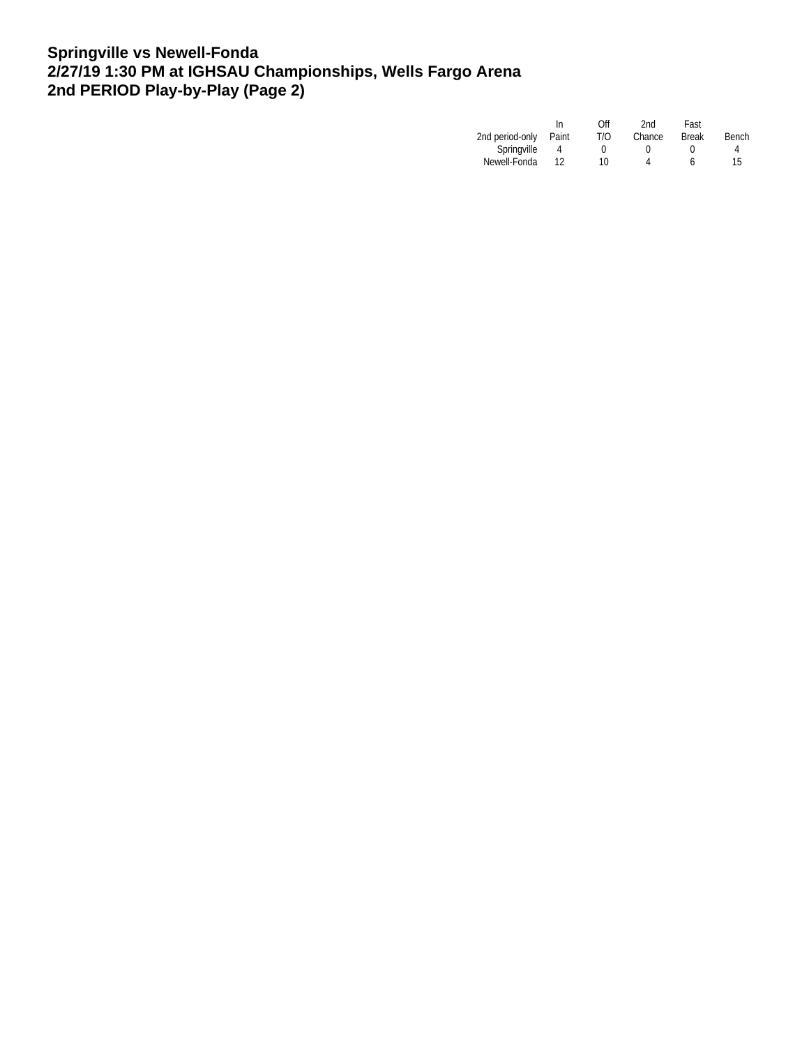**Springville vs Newell-Fonda**
**2/27/19 1:30 PM at IGHSAU Championships, Wells Fargo Arena**
**2nd PERIOD Play-by-Play (Page 2)**

| 2nd period-only | In Paint | Off T/O | 2nd Chance | Fast Break | Bench |
|---|---|---|---|---|---|
| Springville | 4 | 0 | 0 | 0 | 4 |
| Newell-Fonda | 12 | 10 | 4 | 6 | 15 |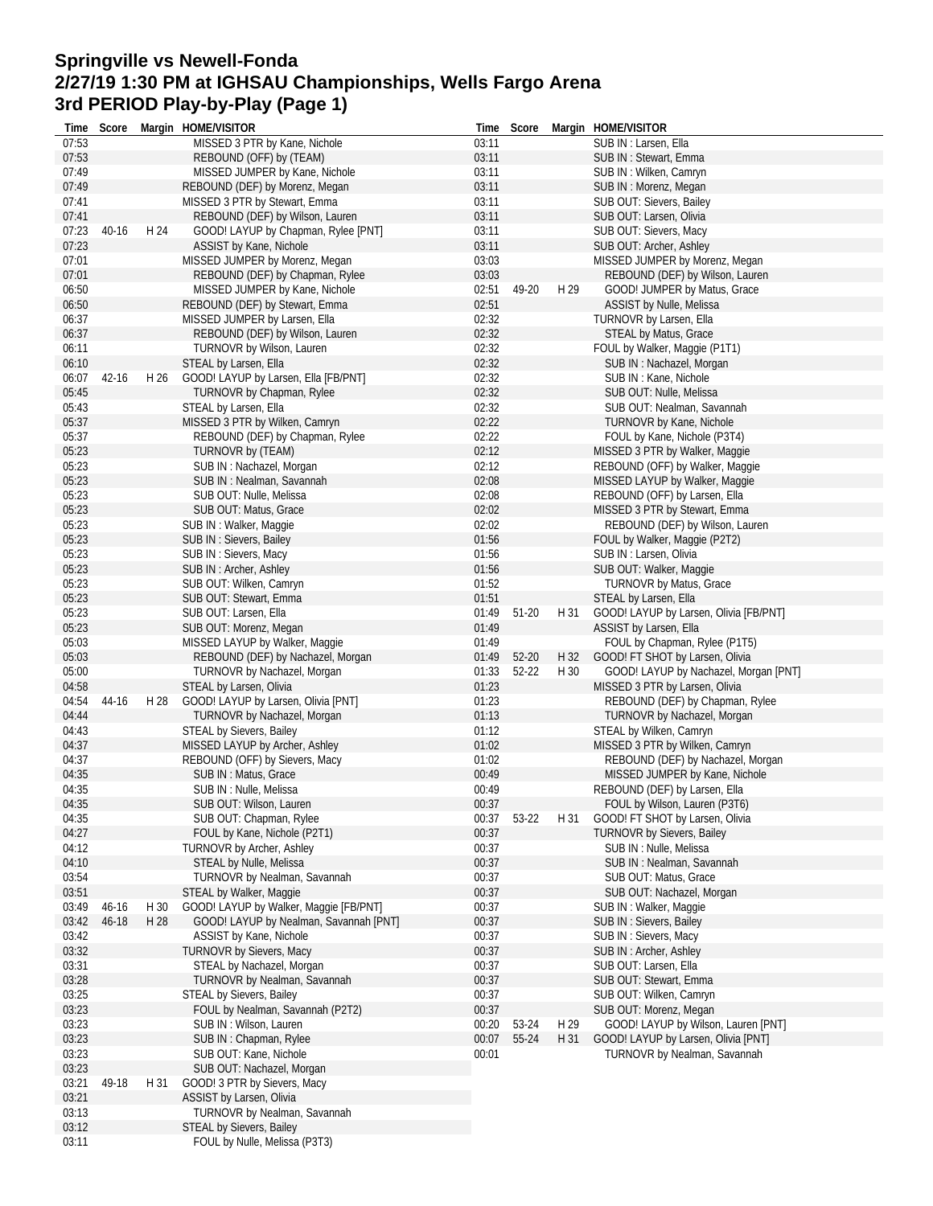# Springville vs Newell-Fonda
## 2/27/19 1:30 PM at IGHSAU Championships, Wells Fargo Arena
## 3rd PERIOD Play-by-Play (Page 1)

| Time | Score | Margin | HOME/VISITOR |
|---|---|---|---|
| 07:53 | | | MISSED 3 PTR by Kane, Nichole |
| 07:53 | | | REBOUND (OFF) by (TEAM) |
| 07:49 | | | MISSED JUMPER by Kane, Nichole |
| 07:49 | | | REBOUND (DEF) by Morenz, Megan |
| 07:41 | | | MISSED 3 PTR by Stewart, Emma |
| 07:41 | | | REBOUND (DEF) by Wilson, Lauren |
| 07:23 | 40-16 | H 24 | GOOD! LAYUP by Chapman, Rylee [PNT] |
| 07:23 | | | ASSIST by Kane, Nichole |
| 07:01 | | | MISSED JUMPER by Morenz, Megan |
| 07:01 | | | REBOUND (DEF) by Chapman, Rylee |
| 06:50 | | | MISSED JUMPER by Kane, Nichole |
| 06:50 | | | REBOUND (DEF) by Stewart, Emma |
| 06:37 | | | MISSED JUMPER by Larsen, Ella |
| 06:37 | | | REBOUND (DEF) by Wilson, Lauren |
| 06:11 | | | TURNOVR by Wilson, Lauren |
| 06:10 | | | STEAL by Larsen, Ella |
| 06:07 | 42-16 | H 26 | GOOD! LAYUP by Larsen, Ella [FB/PNT] |
| 05:45 | | | TURNOVR by Chapman, Rylee |
| 05:43 | | | STEAL by Larsen, Ella |
| 05:37 | | | MISSED 3 PTR by Wilken, Camryn |
| 05:37 | | | REBOUND (DEF) by Chapman, Rylee |
| 05:23 | | | TURNOVR by (TEAM) |
| 05:23 | | | SUB IN : Nachazel, Morgan |
| 05:23 | | | SUB IN : Nealman, Savannah |
| 05:23 | | | SUB OUT: Nulle, Melissa |
| 05:23 | | | SUB OUT: Matus, Grace |
| 05:23 | | | SUB IN : Walker, Maggie |
| 05:23 | | | SUB IN : Sievers, Bailey |
| 05:23 | | | SUB IN : Sievers, Macy |
| 05:23 | | | SUB IN : Archer, Ashley |
| 05:23 | | | SUB OUT: Wilken, Camryn |
| 05:23 | | | SUB OUT: Stewart, Emma |
| 05:23 | | | SUB OUT: Larsen, Ella |
| 05:23 | | | SUB OUT: Morenz, Megan |
| 05:03 | | | MISSED LAYUP by Walker, Maggie |
| 05:03 | | | REBOUND (DEF) by Nachazel, Morgan |
| 05:00 | | | TURNOVR by Nachazel, Morgan |
| 04:58 | | | STEAL by Larsen, Olivia |
| 04:54 | 44-16 | H 28 | GOOD! LAYUP by Larsen, Olivia [PNT] |
| 04:44 | | | TURNOVR by Nachazel, Morgan |
| 04:43 | | | STEAL by Sievers, Bailey |
| 04:37 | | | MISSED LAYUP by Archer, Ashley |
| 04:37 | | | REBOUND (OFF) by Sievers, Macy |
| 04:35 | | | SUB IN : Matus, Grace |
| 04:35 | | | SUB IN : Nulle, Melissa |
| 04:35 | | | SUB OUT: Wilson, Lauren |
| 04:35 | | | SUB OUT: Chapman, Rylee |
| 04:27 | | | FOUL by Kane, Nichole (P2T1) |
| 04:12 | | | TURNOVR by Archer, Ashley |
| 04:10 | | | STEAL by Nulle, Melissa |
| 03:54 | | | TURNOVR by Nealman, Savannah |
| 03:51 | | | STEAL by Walker, Maggie |
| 03:49 | 46-16 | H 30 | GOOD! LAYUP by Walker, Maggie [FB/PNT] |
| 03:42 | 46-18 | H 28 | GOOD! LAYUP by Nealman, Savannah [PNT] |
| 03:42 | | | ASSIST by Kane, Nichole |
| 03:32 | | | TURNOVR by Sievers, Macy |
| 03:31 | | | STEAL by Nachazel, Morgan |
| 03:28 | | | TURNOVR by Nealman, Savannah |
| 03:25 | | | STEAL by Sievers, Bailey |
| 03:23 | | | FOUL by Nealman, Savannah (P2T2) |
| 03:23 | | | SUB IN : Wilson, Lauren |
| 03:23 | | | SUB IN : Chapman, Rylee |
| 03:23 | | | SUB OUT: Kane, Nichole |
| 03:23 | | | SUB OUT: Nachazel, Morgan |
| 03:21 | 49-18 | H 31 | GOOD! 3 PTR by Sievers, Macy |
| 03:21 | | | ASSIST by Larsen, Olivia |
| 03:13 | | | TURNOVR by Nealman, Savannah |
| 03:12 | | | STEAL by Sievers, Bailey |
| 03:11 | | | FOUL by Nulle, Melissa (P3T3) |
| 03:11 | | | SUB IN : Larsen, Ella |
| 03:11 | | | SUB IN : Stewart, Emma |
| 03:11 | | | SUB IN : Wilken, Camryn |
| 03:11 | | | SUB IN : Morenz, Megan |
| 03:11 | | | SUB OUT: Sievers, Bailey |
| 03:11 | | | SUB OUT: Larsen, Olivia |
| 03:11 | | | SUB OUT: Sievers, Macy |
| 03:11 | | | SUB OUT: Archer, Ashley |
| 03:03 | | | MISSED JUMPER by Morenz, Megan |
| 03:03 | | | REBOUND (DEF) by Wilson, Lauren |
| 02:51 | 49-20 | H 29 | GOOD! JUMPER by Matus, Grace |
| 02:51 | | | ASSIST by Nulle, Melissa |
| 02:32 | | | TURNOVR by Larsen, Ella |
| 02:32 | | | STEAL by Matus, Grace |
| 02:32 | | | FOUL by Walker, Maggie (P1T1) |
| 02:32 | | | SUB IN : Nachazel, Morgan |
| 02:32 | | | SUB IN : Kane, Nichole |
| 02:32 | | | SUB OUT: Nulle, Melissa |
| 02:32 | | | SUB OUT: Nealman, Savannah |
| 02:22 | | | TURNOVR by Kane, Nichole |
| 02:22 | | | FOUL by Kane, Nichole (P3T4) |
| 02:12 | | | MISSED 3 PTR by Walker, Maggie |
| 02:12 | | | REBOUND (OFF) by Walker, Maggie |
| 02:08 | | | MISSED LAYUP by Walker, Maggie |
| 02:08 | | | REBOUND (OFF) by Larsen, Ella |
| 02:02 | | | MISSED 3 PTR by Stewart, Emma |
| 02:02 | | | REBOUND (DEF) by Wilson, Lauren |
| 01:56 | | | FOUL by Walker, Maggie (P2T2) |
| 01:56 | | | SUB IN : Larsen, Olivia |
| 01:56 | | | SUB OUT: Walker, Maggie |
| 01:52 | | | TURNOVR by Matus, Grace |
| 01:51 | | | STEAL by Larsen, Ella |
| 01:49 | 51-20 | H 31 | GOOD! LAYUP by Larsen, Olivia [FB/PNT] |
| 01:49 | | | ASSIST by Larsen, Ella |
| 01:49 | | | FOUL by Chapman, Rylee (P1T5) |
| 01:49 | 52-20 | H 32 | GOOD! FT SHOT by Larsen, Olivia |
| 01:33 | 52-22 | H 30 | GOOD! LAYUP by Nachazel, Morgan [PNT] |
| 01:23 | | | MISSED 3 PTR by Larsen, Olivia |
| 01:23 | | | REBOUND (DEF) by Chapman, Rylee |
| 01:13 | | | TURNOVR by Nachazel, Morgan |
| 01:12 | | | STEAL by Wilken, Camryn |
| 01:02 | | | MISSED 3 PTR by Wilken, Camryn |
| 01:02 | | | REBOUND (DEF) by Nachazel, Morgan |
| 00:49 | | | MISSED JUMPER by Kane, Nichole |
| 00:49 | | | REBOUND (DEF) by Larsen, Ella |
| 00:37 | | | FOUL by Wilson, Lauren (P3T6) |
| 00:37 | 53-22 | H 31 | GOOD! FT SHOT by Larsen, Olivia |
| 00:37 | | | TURNOVR by Sievers, Bailey |
| 00:37 | | | SUB IN : Nulle, Melissa |
| 00:37 | | | SUB IN : Nealman, Savannah |
| 00:37 | | | SUB OUT: Matus, Grace |
| 00:37 | | | SUB OUT: Nachazel, Morgan |
| 00:37 | | | SUB IN : Walker, Maggie |
| 00:37 | | | SUB IN : Sievers, Bailey |
| 00:37 | | | SUB IN : Sievers, Macy |
| 00:37 | | | SUB IN : Archer, Ashley |
| 00:37 | | | SUB OUT: Larsen, Ella |
| 00:37 | | | SUB OUT: Stewart, Emma |
| 00:37 | | | SUB OUT: Wilken, Camryn |
| 00:37 | | | SUB OUT: Morenz, Megan |
| 00:20 | 53-24 | H 29 | GOOD! LAYUP by Wilson, Lauren [PNT] |
| 00:07 | 55-24 | H 31 | GOOD! LAYUP by Larsen, Olivia [PNT] |
| 00:01 | | | TURNOVR by Nealman, Savannah |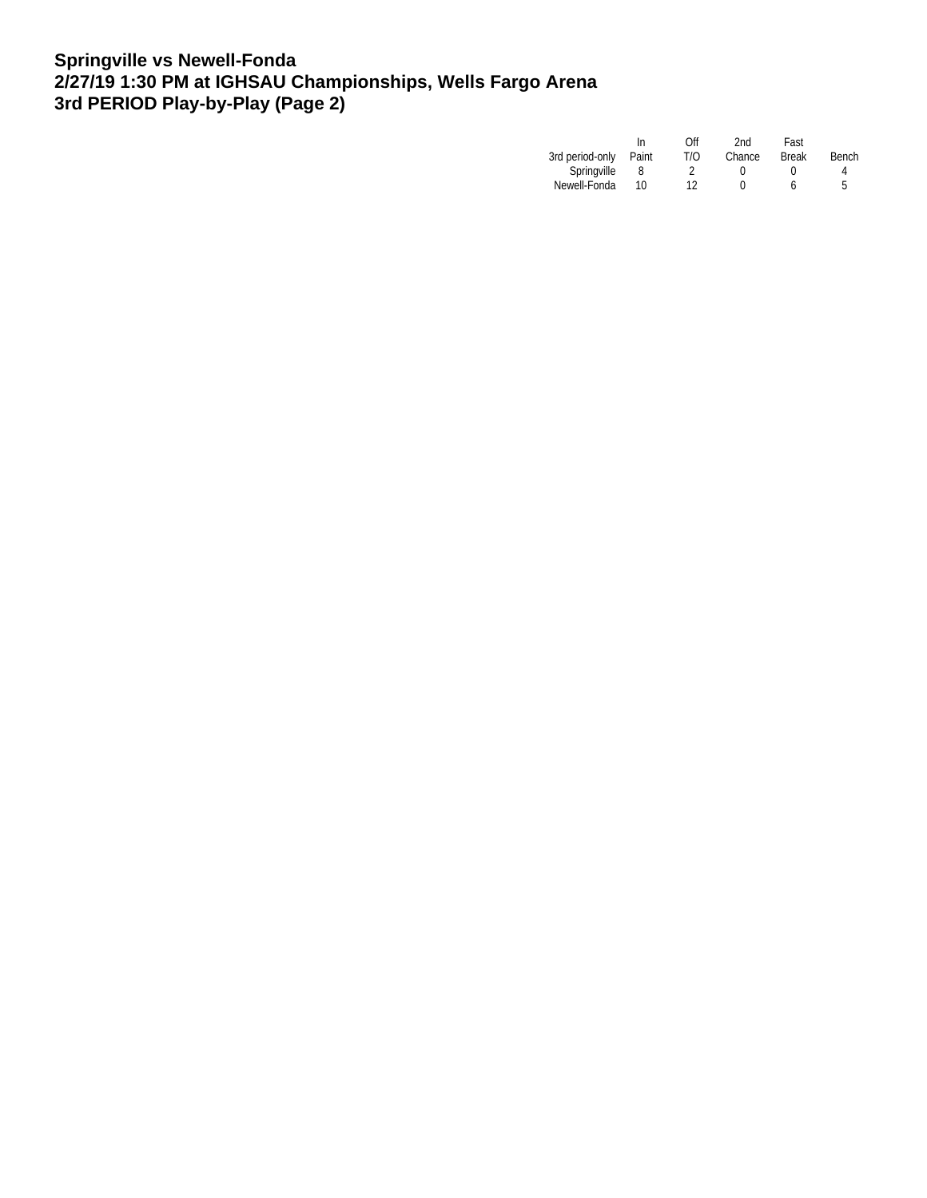**Springville vs Newell-Fonda**
**2/27/19 1:30 PM at IGHSAU Championships, Wells Fargo Arena**
**3rd PERIOD Play-by-Play (Page 2)**

| 3rd period-only | In Paint | Off T/O | 2nd Chance | Fast Break | Bench |
|---|---|---|---|---|---|
| Springville | 8 | 2 | 0 | 0 | 4 |
| Newell-Fonda | 10 | 12 | 0 | 6 | 5 |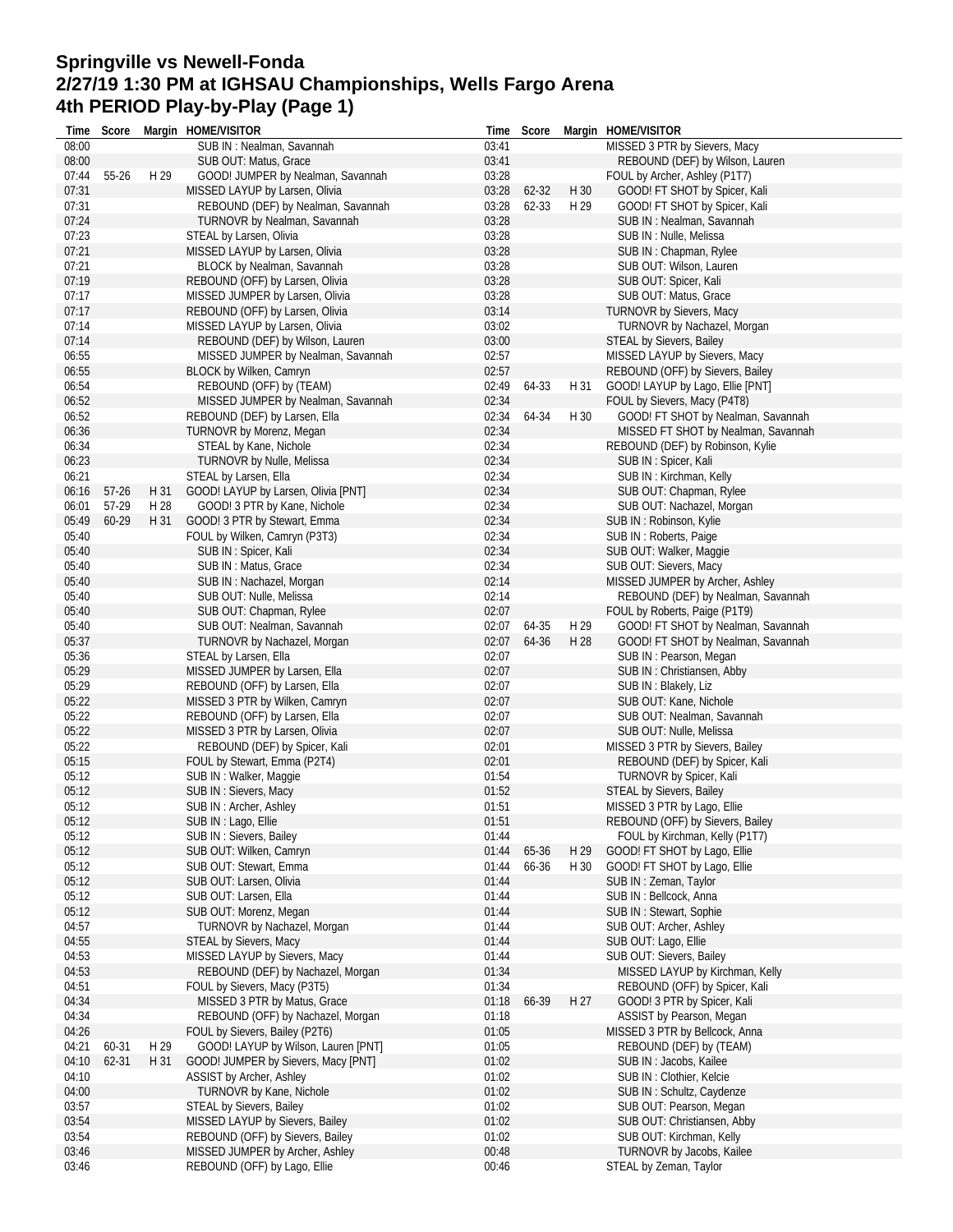# Springville vs Newell-Fonda
# 2/27/19 1:30 PM at IGHSAU Championships, Wells Fargo Arena
# 4th PERIOD Play-by-Play (Page 1)

| Time | Score | Margin | HOME/VISITOR |
|---|---|---|---|
| 08:00 | | | SUB IN : Nealman, Savannah |
| 08:00 | | | SUB OUT: Matus, Grace |
| 07:44 | 55-26 | H 29 | GOOD! JUMPER by Nealman, Savannah |
| 07:31 | | | MISSED LAYUP by Larsen, Olivia |
| 07:31 | | | REBOUND (DEF) by Nealman, Savannah |
| 07:24 | | | TURNOVR by Nealman, Savannah |
| 07:23 | | | STEAL by Larsen, Olivia |
| 07:21 | | | MISSED LAYUP by Larsen, Olivia |
| 07:21 | | | BLOCK by Nealman, Savannah |
| 07:19 | | | REBOUND (OFF) by Larsen, Olivia |
| 07:17 | | | MISSED JUMPER by Larsen, Olivia |
| 07:17 | | | REBOUND (OFF) by Larsen, Olivia |
| 07:14 | | | MISSED LAYUP by Larsen, Olivia |
| 07:14 | | | REBOUND (DEF) by Wilson, Lauren |
| 06:55 | | | MISSED JUMPER by Nealman, Savannah |
| 06:55 | | | BLOCK by Wilken, Camryn |
| 06:54 | | | REBOUND (OFF) by (TEAM) |
| 06:52 | | | MISSED JUMPER by Nealman, Savannah |
| 06:52 | | | REBOUND (DEF) by Larsen, Ella |
| 06:36 | | | TURNOVR by Morenz, Megan |
| 06:34 | | | STEAL by Kane, Nichole |
| 06:23 | | | TURNOVR by Nulle, Melissa |
| 06:21 | | | STEAL by Larsen, Ella |
| 06:16 | 57-26 | H 31 | GOOD! LAYUP by Larsen, Olivia [PNT] |
| 06:01 | 57-29 | H 28 | GOOD! 3 PTR by Kane, Nichole |
| 05:49 | 60-29 | H 31 | GOOD! 3 PTR by Stewart, Emma |
| 05:40 | | | FOUL by Wilken, Camryn (P3T3) |
| 05:40 | | | SUB IN : Spicer, Kali |
| 05:40 | | | SUB IN : Matus, Grace |
| 05:40 | | | SUB IN : Nachazel, Morgan |
| 05:40 | | | SUB OUT: Nulle, Melissa |
| 05:40 | | | SUB OUT: Chapman, Rylee |
| 05:40 | | | SUB OUT: Nealman, Savannah |
| 05:37 | | | TURNOVR by Nachazel, Morgan |
| 05:36 | | | STEAL by Larsen, Ella |
| 05:29 | | | MISSED JUMPER by Larsen, Ella |
| 05:29 | | | REBOUND (OFF) by Larsen, Ella |
| 05:22 | | | MISSED 3 PTR by Wilken, Camryn |
| 05:22 | | | REBOUND (OFF) by Larsen, Ella |
| 05:22 | | | MISSED 3 PTR by Larsen, Olivia |
| 05:22 | | | REBOUND (DEF) by Spicer, Kali |
| 05:15 | | | FOUL by Stewart, Emma (P2T4) |
| 05:12 | | | SUB IN : Walker, Maggie |
| 05:12 | | | SUB IN : Sievers, Macy |
| 05:12 | | | SUB IN : Archer, Ashley |
| 05:12 | | | SUB IN : Lago, Ellie |
| 05:12 | | | SUB IN : Sievers, Bailey |
| 05:12 | | | SUB OUT: Wilken, Camryn |
| 05:12 | | | SUB OUT: Stewart, Emma |
| 05:12 | | | SUB OUT: Larsen, Olivia |
| 05:12 | | | SUB OUT: Larsen, Ella |
| 05:12 | | | SUB OUT: Morenz, Megan |
| 04:57 | | | TURNOVR by Nachazel, Morgan |
| 04:55 | | | STEAL by Sievers, Macy |
| 04:53 | | | MISSED LAYUP by Sievers, Macy |
| 04:53 | | | REBOUND (DEF) by Nachazel, Morgan |
| 04:51 | | | FOUL by Sievers, Macy (P3T5) |
| 04:34 | | | MISSED 3 PTR by Matus, Grace |
| 04:34 | | | REBOUND (OFF) by Nachazel, Morgan |
| 04:26 | | | FOUL by Sievers, Bailey (P2T6) |
| 04:21 | 60-31 | H 29 | GOOD! LAYUP by Wilson, Lauren [PNT] |
| 04:10 | 62-31 | H 31 | GOOD! JUMPER by Sievers, Macy [PNT] |
| 04:10 | | | ASSIST by Archer, Ashley |
| 04:00 | | | TURNOVR by Kane, Nichole |
| 03:57 | | | STEAL by Sievers, Bailey |
| 03:54 | | | MISSED LAYUP by Sievers, Bailey |
| 03:54 | | | REBOUND (OFF) by Sievers, Bailey |
| 03:46 | | | MISSED JUMPER by Archer, Ashley |
| 03:46 | | | REBOUND (OFF) by Lago, Ellie |
| 03:41 | | | MISSED 3 PTR by Sievers, Macy |
| 03:41 | | | REBOUND (DEF) by Wilson, Lauren |
| 03:28 | | | FOUL by Archer, Ashley (P1T7) |
| 03:28 | 62-32 | H 30 | GOOD! FT SHOT by Spicer, Kali |
| 03:28 | 62-33 | H 29 | GOOD! FT SHOT by Spicer, Kali |
| 03:28 | | | SUB IN : Nealman, Savannah |
| 03:28 | | | SUB IN : Nulle, Melissa |
| 03:28 | | | SUB IN : Chapman, Rylee |
| 03:28 | | | SUB OUT: Wilson, Lauren |
| 03:28 | | | SUB OUT: Spicer, Kali |
| 03:28 | | | SUB OUT: Matus, Grace |
| 03:14 | | | TURNOVR by Sievers, Macy |
| 03:02 | | | TURNOVR by Nachazel, Morgan |
| 03:00 | | | STEAL by Sievers, Bailey |
| 02:57 | | | MISSED LAYUP by Sievers, Macy |
| 02:57 | | | REBOUND (OFF) by Sievers, Bailey |
| 02:49 | 64-33 | H 31 | GOOD! LAYUP by Lago, Ellie [PNT] |
| 02:34 | | | FOUL by Sievers, Macy (P4T8) |
| 02:34 | 64-34 | H 30 | GOOD! FT SHOT by Nealman, Savannah |
| 02:34 | | | MISSED FT SHOT by Nealman, Savannah |
| 02:34 | | | REBOUND (DEF) by Robinson, Kylie |
| 02:34 | | | SUB IN : Spicer, Kali |
| 02:34 | | | SUB IN : Kirchman, Kelly |
| 02:34 | | | SUB OUT: Chapman, Rylee |
| 02:34 | | | SUB OUT: Nachazel, Morgan |
| 02:34 | | | SUB IN : Robinson, Kylie |
| 02:34 | | | SUB IN : Roberts, Paige |
| 02:34 | | | SUB OUT: Walker, Maggie |
| 02:34 | | | SUB OUT: Sievers, Macy |
| 02:14 | | | MISSED JUMPER by Archer, Ashley |
| 02:14 | | | REBOUND (DEF) by Nealman, Savannah |
| 02:07 | | | FOUL by Roberts, Paige (P1T9) |
| 02:07 | 64-35 | H 29 | GOOD! FT SHOT by Nealman, Savannah |
| 02:07 | 64-36 | H 28 | GOOD! FT SHOT by Nealman, Savannah |
| 02:07 | | | SUB IN : Pearson, Megan |
| 02:07 | | | SUB IN : Christiansen, Abby |
| 02:07 | | | SUB IN : Blakely, Liz |
| 02:07 | | | SUB OUT: Kane, Nichole |
| 02:07 | | | SUB OUT: Nealman, Savannah |
| 02:07 | | | SUB OUT: Nulle, Melissa |
| 02:01 | | | MISSED 3 PTR by Sievers, Bailey |
| 02:01 | | | REBOUND (DEF) by Spicer, Kali |
| 01:54 | | | TURNOVR by Spicer, Kali |
| 01:52 | | | STEAL by Sievers, Bailey |
| 01:51 | | | MISSED 3 PTR by Lago, Ellie |
| 01:51 | | | REBOUND (OFF) by Sievers, Bailey |
| 01:44 | | | FOUL by Kirchman, Kelly (P1T7) |
| 01:44 | 65-36 | H 29 | GOOD! FT SHOT by Lago, Ellie |
| 01:44 | 66-36 | H 30 | GOOD! FT SHOT by Lago, Ellie |
| 01:44 | | | SUB IN : Zeman, Taylor |
| 01:44 | | | SUB IN : Bellcock, Anna |
| 01:44 | | | SUB IN : Stewart, Sophie |
| 01:44 | | | SUB OUT: Archer, Ashley |
| 01:44 | | | SUB OUT: Lago, Ellie |
| 01:44 | | | SUB OUT: Sievers, Bailey |
| 01:34 | | | MISSED LAYUP by Kirchman, Kelly |
| 01:34 | | | REBOUND (OFF) by Spicer, Kali |
| 01:18 | 66-39 | H 27 | GOOD! 3 PTR by Spicer, Kali |
| 01:18 | | | ASSIST by Pearson, Megan |
| 01:05 | | | MISSED 3 PTR by Bellcock, Anna |
| 01:05 | | | REBOUND (DEF) by (TEAM) |
| 01:02 | | | SUB IN : Jacobs, Kailee |
| 01:02 | | | SUB IN : Clothier, Kelcie |
| 01:02 | | | SUB IN : Schultz, Caydenze |
| 01:02 | | | SUB OUT: Pearson, Megan |
| 01:02 | | | SUB OUT: Christiansen, Abby |
| 01:02 | | | SUB OUT: Kirchman, Kelly |
| 00:48 | | | TURNOVR by Jacobs, Kailee |
| 00:46 | | | STEAL by Zeman, Taylor |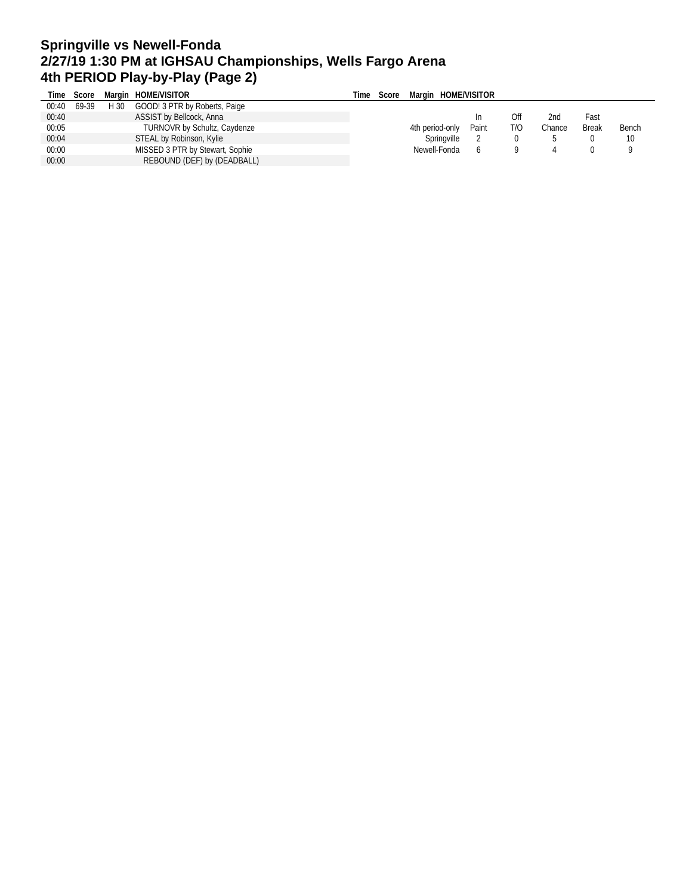# Springville vs Newell-Fonda
## 2/27/19 1:30 PM at IGHSAU Championships, Wells Fargo Arena
## 4th PERIOD Play-by-Play (Page 2)

| Time | Score | Margin | HOME/VISITOR | Time | Score | Margin | HOME/VISITOR |
|---|---|---|---|---|---|---|---|
| 00:40 | 69-39 | H 30 | GOOD! 3 PTR by Roberts, Paige | | | | |
| 00:40 | | | ASSIST by Bellcock, Anna | | | | |
| 00:05 | | | TURNOVR by Schultz, Caydenze | | | | |
| 00:04 | | | STEAL by Robinson, Kylie | | | | |
| 00:00 | | | MISSED 3 PTR by Stewart, Sophie | | | | |
| 00:00 | | | REBOUND (DEF) by (DEADBALL) | | | | |

| 4th period-only | In Paint | Off T/O | 2nd Chance | Fast Break | Bench |
|---|---|---|---|---|---|
| Springville | 2 | 0 | 5 | 0 | 10 |
| Newell-Fonda | 6 | 9 | 4 | 0 | 9 |